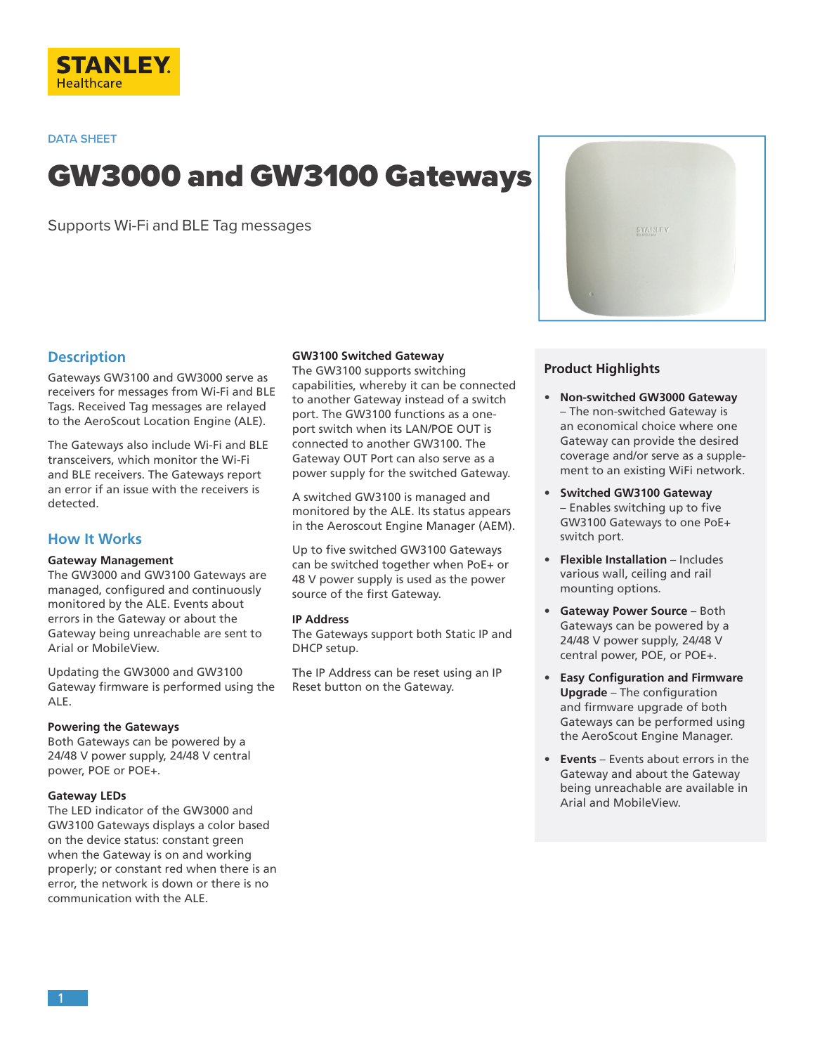STANLEY Healthcare

DATA SHEET

# GW3000 and GW3100 Gateways

Supports Wi-Fi and BLE Tag messages

## Description

Gateways GW3100 and GW3000 serve as receivers for messages from Wi-Fi and BLE Tags. Received Tag messages are relayed to the AeroScout Location Engine (ALE).

The Gateways also include Wi-Fi and BLE transceivers, which monitor the Wi-Fi and BLE receivers. The Gateways report an error if an issue with the receivers is detected.

## How It Works

### Gateway Management

The GW3000 and GW3100 Gateways are managed, configured and continuously monitored by the ALE. Events about errors in the Gateway or about the Gateway being unreachable are sent to Arial or MobileView.

Updating the GW3000 and GW3100 Gateway firmware is performed using the ALE.

### Powering the Gateways

Both Gateways can be powered by a 24/48 V power supply, 24/48 V central power, POE or POE+.

### Gateway LEDs

The LED indicator of the GW3000 and GW3100 Gateways displays a color based on the device status: constant green when the Gateway is on and working properly; or constant red when there is an error, the network is down or there is no communication with the ALE.

### GW3100 Switched Gateway

The GW3100 supports switching capabilities, whereby it can be connected to another Gateway instead of a switch port. The GW3100 functions as a one-port switch when its LAN/POE OUT is connected to another GW3100. The Gateway OUT Port can also serve as a power supply for the switched Gateway.

A switched GW3100 is managed and monitored by the ALE. Its status appears in the Aeroscout Engine Manager (AEM).

Up to five switched GW3100 Gateways can be switched together when PoE+ or 48 V power supply is used as the power source of the first Gateway.

### IP Address

The Gateways support both Static IP and DHCP setup.

The IP Address can be reset using an IP Reset button on the Gateway.

## Product Highlights

- **Non-switched GW3000 Gateway** – The non-switched Gateway is an economical choice where one Gateway can provide the desired coverage and/or serve as a supplement to an existing WiFi network.
- **Switched GW3100 Gateway** – Enables switching up to five GW3100 Gateways to one PoE+ switch port.
- **Flexible Installation** – Includes various wall, ceiling and rail mounting options.
- **Gateway Power Source** – Both Gateways can be powered by a 24/48 V power supply, 24/48 V central power, POE, or POE+.
- **Easy Configuration and Firmware Upgrade** – The configuration and firmware upgrade of both Gateways can be performed using the AeroScout Engine Manager.
- **Events** – Events about errors in the Gateway and about the Gateway being unreachable are available in Arial and MobileView.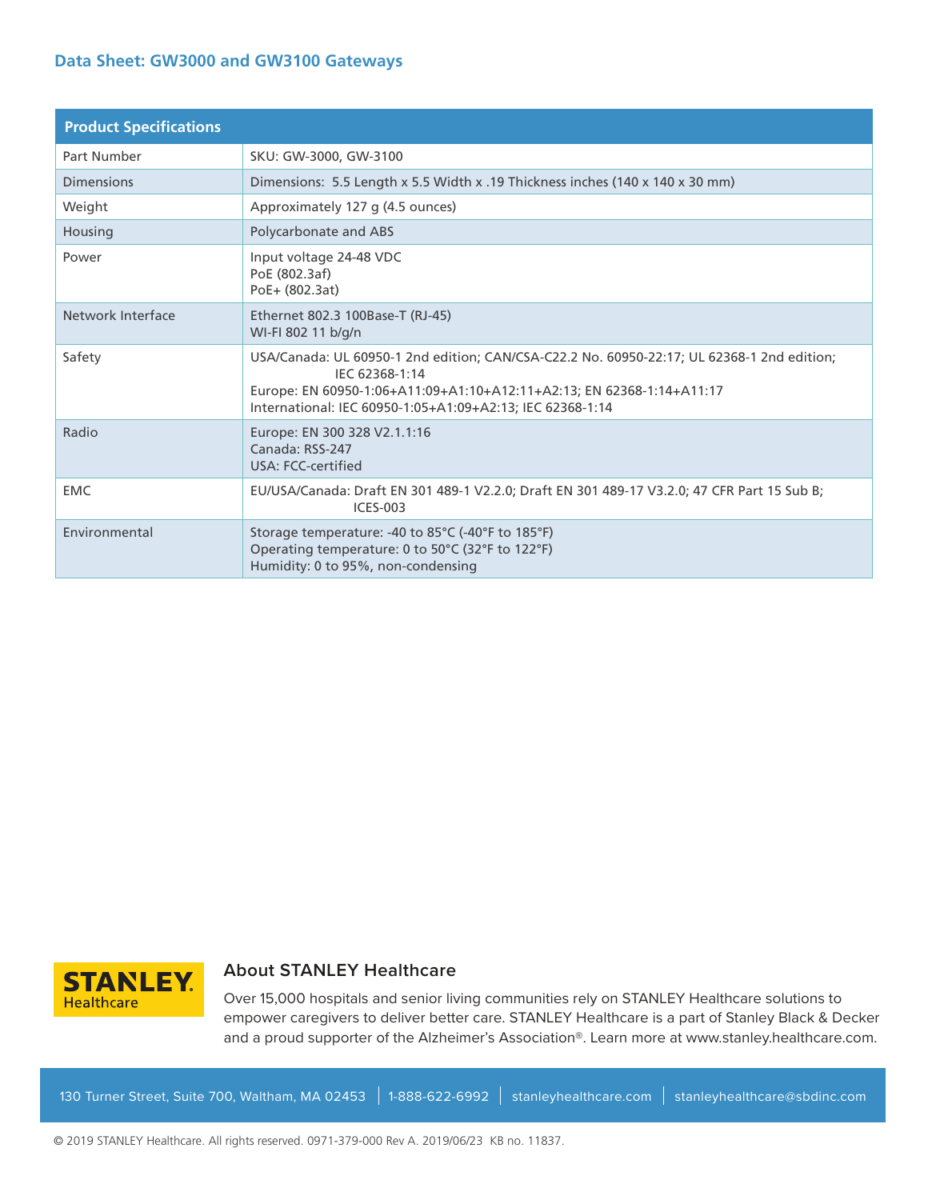## Product Specifications

| | |
|---|---|
| Part Number | SKU: GW-3000, GW-3100 |
| Dimensions | Dimensions: 5.5 Length x 5.5 Width x .19 Thickness inches (140 x 140 x 30 mm) |
| Weight | Approximately 127 g (4.5 ounces) |
| Housing | Polycarbonate and ABS |
| Power | Input voltage 24-48 VDC<br>PoE (802.3af)<br>PoE+ (802.3at) |
| Network Interface | Ethernet 802.3 100Base-T (RJ-45)<br>WI-FI 802 11 b/g/n |
| Safety | USA/Canada: UL 60950-1 2nd edition; CAN/CSA-C22.2 No. 60950-22:17; UL 62368-1 2nd edition; IEC 62368-1:14<br>Europe: EN 60950-1:06+A11:09+A1:10+A12:11+A2:13; EN 62368-1:14+A11:17<br>International: IEC 60950-1:05+A1:09+A2:13; IEC 62368-1:14 |
| Radio | Europe: EN 300 328 V2.1.1:16<br>Canada: RSS-247<br>USA: FCC-certified |
| EMC | EU/USA/Canada: Draft EN 301 489-1 V2.2.0; Draft EN 301 489-17 V3.2.0; 47 CFR Part 15 Sub B; ICES-003 |
| Environmental | Storage temperature: -40 to 85°C (-40°F to 185°F)<br>Operating temperature: 0 to 50°C (32°F to 122°F)<br>Humidity: 0 to 95%, non-condensing |

STANLEY Healthcare

### About STANLEY Healthcare

Over 15,000 hospitals and senior living communities rely on STANLEY Healthcare solutions to empower caregivers to deliver better care. STANLEY Healthcare is a part of Stanley Black & Decker and a proud supporter of the Alzheimer's Association®. Learn more at www.stanley.healthcare.com.

130 Turner Street, Suite 700, Waltham, MA 02453 | 1-888-622-6992 | stanleyhealthcare.com | stanleyhealthcare@sbdinc.com

© 2019 STANLEY Healthcare. All rights reserved. 0971-379-000 Rev A. 2019/06/23 KB no. 11837.